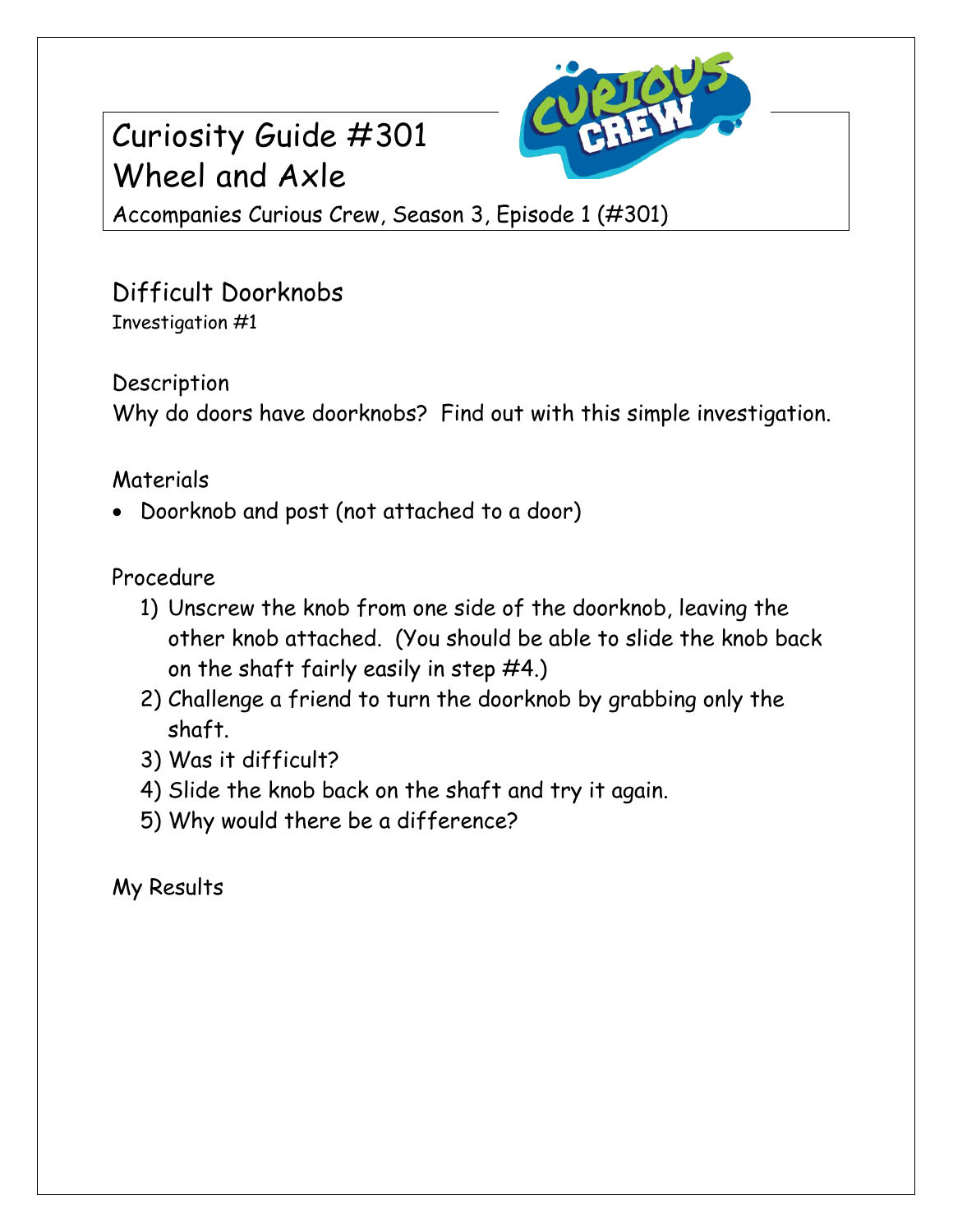# Curiosity Guide #301
# Wheel and Axle

Accompanies Curious Crew, Season 3, Episode 1 (#301)

## Difficult Doorknobs

Investigation #1

### Description

Why do doors have doorknobs? Find out with this simple investigation.

### Materials

- Doorknob and post (not attached to a door)

### Procedure

1) Unscrew the knob from one side of the doorknob, leaving the other knob attached. (You should be able to slide the knob back on the shaft fairly easily in step #4.)
2) Challenge a friend to turn the doorknob by grabbing only the shaft.
3) Was it difficult?
4) Slide the knob back on the shaft and try it again.
5) Why would there be a difference?

### My Results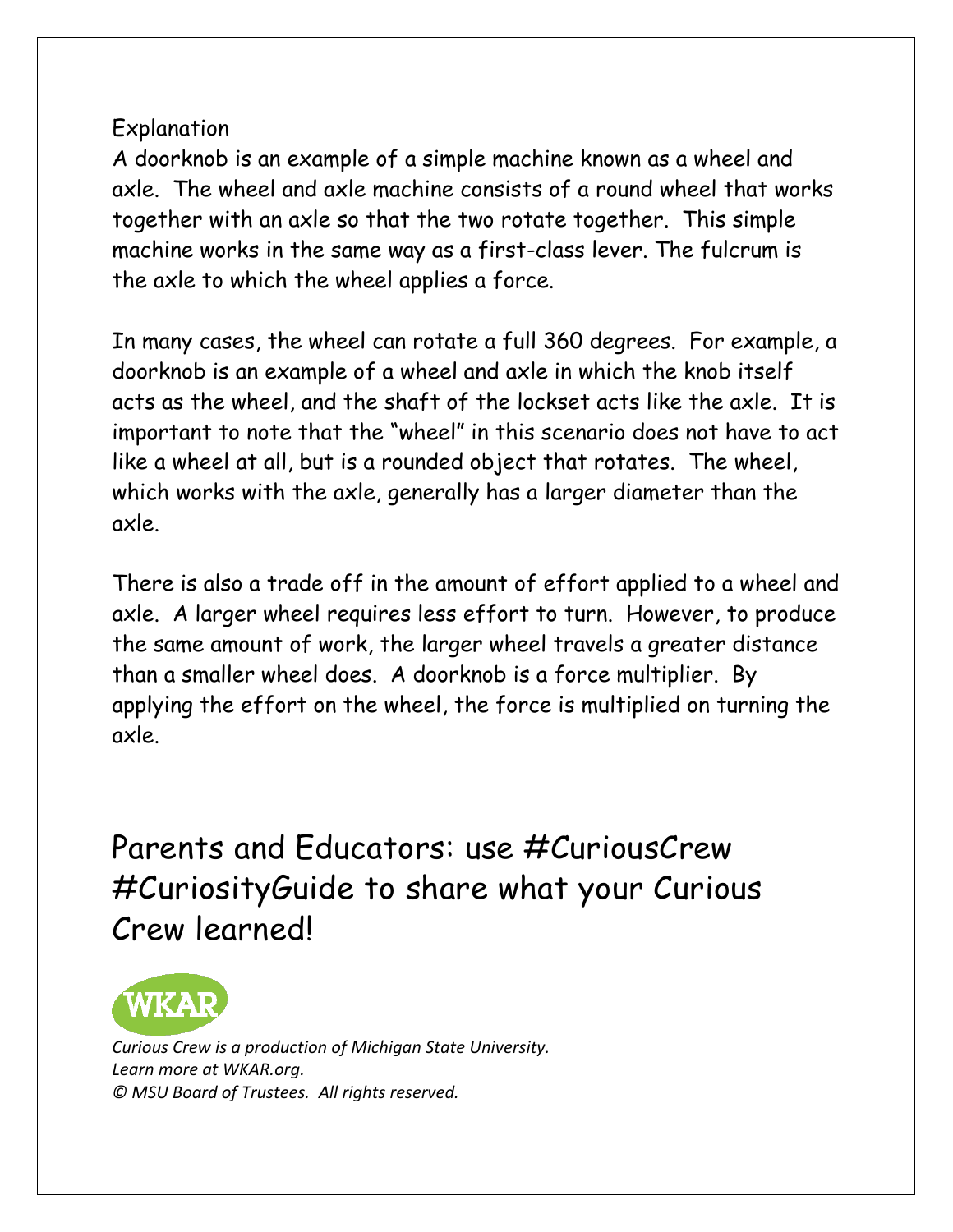## Explanation

A doorknob is an example of a simple machine known as a wheel and axle. The wheel and axle machine consists of a round wheel that works together with an axle so that the two rotate together. This simple machine works in the same way as a first-class lever. The fulcrum is the axle to which the wheel applies a force.

In many cases, the wheel can rotate a full 360 degrees. For example, a doorknob is an example of a wheel and axle in which the knob itself acts as the wheel, and the shaft of the lockset acts like the axle. It is important to note that the "wheel" in this scenario does not have to act like a wheel at all, but is a rounded object that rotates. The wheel, which works with the axle, generally has a larger diameter than the axle.

There is also a trade off in the amount of effort applied to a wheel and axle. A larger wheel requires less effort to turn. However, to produce the same amount of work, the larger wheel travels a greater distance than a smaller wheel does. A doorknob is a force multiplier. By applying the effort on the wheel, the force is multiplied on turning the axle.

# Parents and Educators: use #CuriousCrew #CuriosityGuide to share what your Curious Crew learned!

WKAR

*Curious Crew is a production of Michigan State University.*
*Learn more at WKAR.org.*
*© MSU Board of Trustees. All rights reserved.*